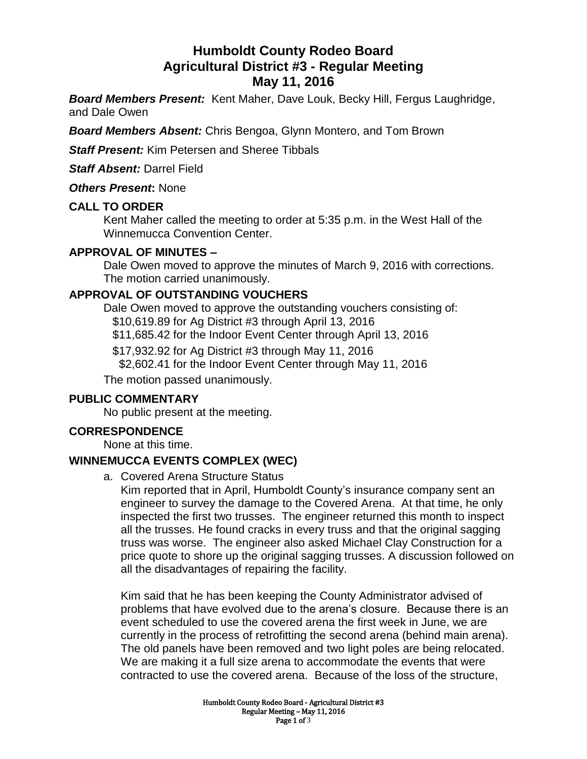# Humboldt County Rodeo Board
# Agricultural District #3 - Regular Meeting
# May 11, 2016

***Board Members Present:*** Kent Maher, Dave Louk, Becky Hill, Fergus Laughridge, and Dale Owen

***Board Members Absent:*** Chris Bengoa, Glynn Montero, and Tom Brown

***Staff Present:*** Kim Petersen and Sheree Tibbals

***Staff Absent:*** Darrel Field

***Others Present*:** None

## CALL TO ORDER

Kent Maher called the meeting to order at 5:35 p.m. in the West Hall of the Winnemucca Convention Center.

## APPROVAL OF MINUTES –

Dale Owen moved to approve the minutes of March 9, 2016 with corrections. The motion carried unanimously.

## APPROVAL OF OUTSTANDING VOUCHERS

Dale Owen moved to approve the outstanding vouchers consisting of:

$10,619.89 for Ag District #3 through April 13, 2016
$11,685.42 for the Indoor Event Center through April 13, 2016

$17,932.92 for Ag District #3 through May 11, 2016
$2,602.41 for the Indoor Event Center through May 11, 2016

The motion passed unanimously.

## PUBLIC COMMENTARY

No public present at the meeting.

## CORRESPONDENCE

None at this time.

## WINNEMUCCA EVENTS COMPLEX (WEC)

a. Covered Arena Structure Status

Kim reported that in April, Humboldt County's insurance company sent an engineer to survey the damage to the Covered Arena. At that time, he only inspected the first two trusses. The engineer returned this month to inspect all the trusses. He found cracks in every truss and that the original sagging truss was worse. The engineer also asked Michael Clay Construction for a price quote to shore up the original sagging trusses. A discussion followed on all the disadvantages of repairing the facility.

Kim said that he has been keeping the County Administrator advised of problems that have evolved due to the arena's closure. Because there is an event scheduled to use the covered arena the first week in June, we are currently in the process of retrofitting the second arena (behind main arena). The old panels have been removed and two light poles are being relocated. We are making it a full size arena to accommodate the events that were contracted to use the covered arena. Because of the loss of the structure,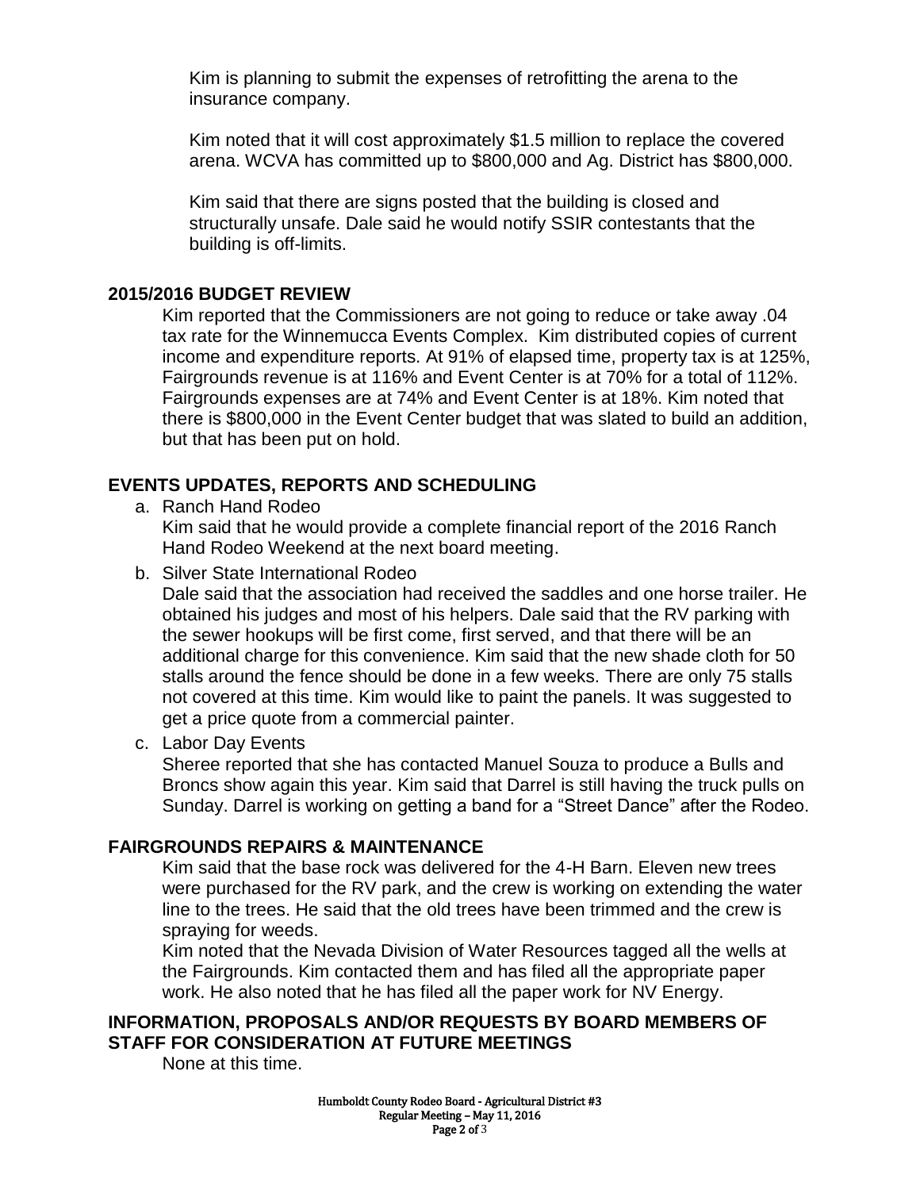Kim is planning to submit the expenses of retrofitting the arena to the insurance company.

Kim noted that it will cost approximately $1.5 million to replace the covered arena. WCVA has committed up to $800,000 and Ag. District has $800,000.

Kim said that there are signs posted that the building is closed and structurally unsafe. Dale said he would notify SSIR contestants that the building is off-limits.

## 2015/2016 BUDGET REVIEW

Kim reported that the Commissioners are not going to reduce or take away .04 tax rate for the Winnemucca Events Complex. Kim distributed copies of current income and expenditure reports. At 91% of elapsed time, property tax is at 125%, Fairgrounds revenue is at 116% and Event Center is at 70% for a total of 112%. Fairgrounds expenses are at 74% and Event Center is at 18%. Kim noted that there is $800,000 in the Event Center budget that was slated to build an addition, but that has been put on hold.

## EVENTS UPDATES, REPORTS AND SCHEDULING

a. Ranch Hand Rodeo
   Kim said that he would provide a complete financial report of the 2016 Ranch Hand Rodeo Weekend at the next board meeting.

b. Silver State International Rodeo
   Dale said that the association had received the saddles and one horse trailer. He obtained his judges and most of his helpers. Dale said that the RV parking with the sewer hookups will be first come, first served, and that there will be an additional charge for this convenience. Kim said that the new shade cloth for 50 stalls around the fence should be done in a few weeks. There are only 75 stalls not covered at this time. Kim would like to paint the panels. It was suggested to get a price quote from a commercial painter.

c. Labor Day Events
   Sheree reported that she has contacted Manuel Souza to produce a Bulls and Broncs show again this year. Kim said that Darrel is still having the truck pulls on Sunday. Darrel is working on getting a band for a "Street Dance" after the Rodeo.

## FAIRGROUNDS REPAIRS & MAINTENANCE

Kim said that the base rock was delivered for the 4-H Barn. Eleven new trees were purchased for the RV park, and the crew is working on extending the water line to the trees. He said that the old trees have been trimmed and the crew is spraying for weeds.

Kim noted that the Nevada Division of Water Resources tagged all the wells at the Fairgrounds. Kim contacted them and has filed all the appropriate paper work. He also noted that he has filed all the paper work for NV Energy.

## INFORMATION, PROPOSALS AND/OR REQUESTS BY BOARD MEMBERS OF STAFF FOR CONSIDERATION AT FUTURE MEETINGS

None at this time.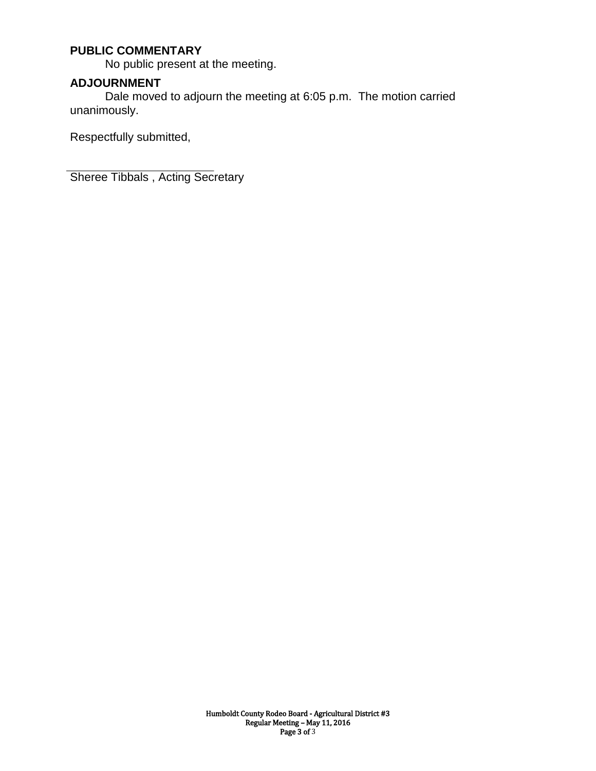**PUBLIC COMMENTARY**

No public present at the meeting.

**ADJOURNMENT**

Dale moved to adjourn the meeting at 6:05 p.m. The motion carried unanimously.

Respectfully submitted,

\_\_\_\_\_\_\_\_\_\_\_\_\_\_\_\_\_\_\_\_\_\_\_\_

Sheree Tibbals , Acting Secretary